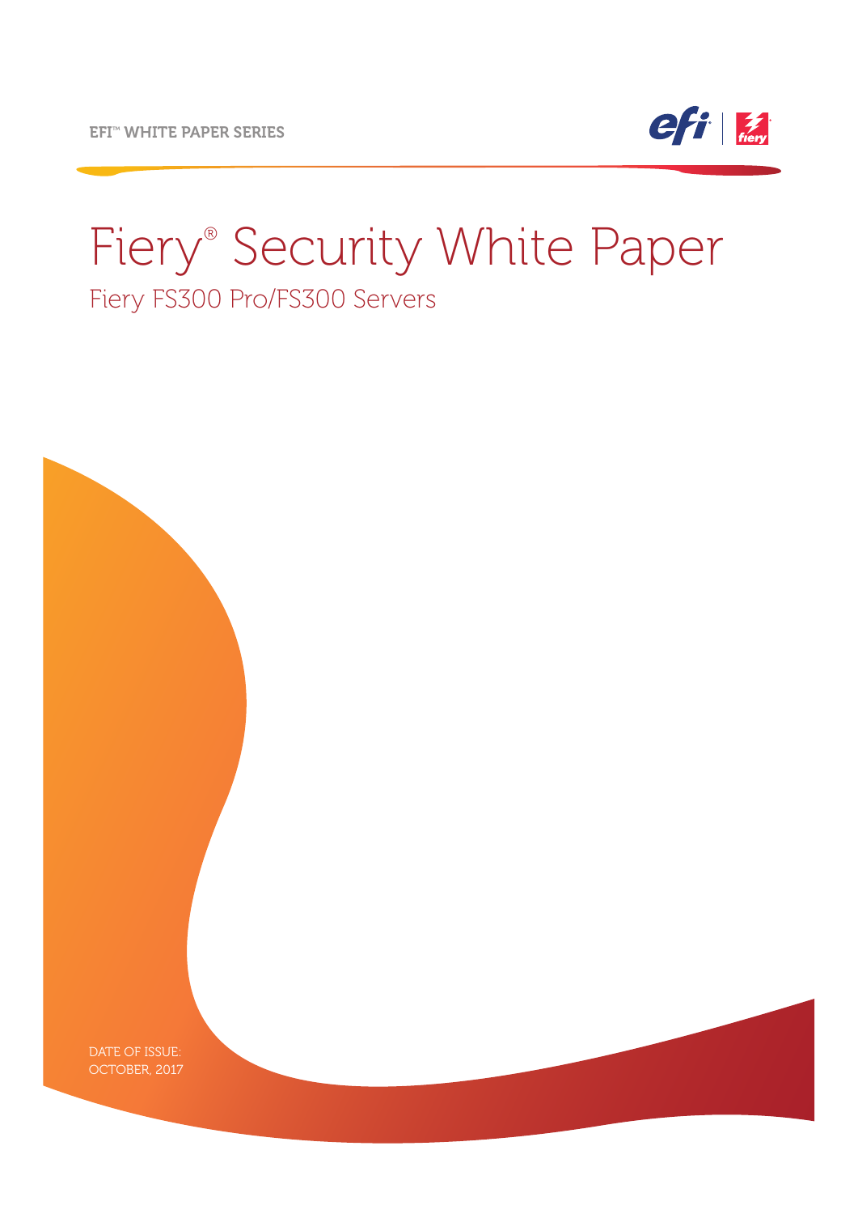EFI™ WHITE PAPER SERIES

# Fiery® Security White Paper

## Fiery FS300 Pro/FS300 Servers

DATE OF ISSUE:
OCTOBER, 2017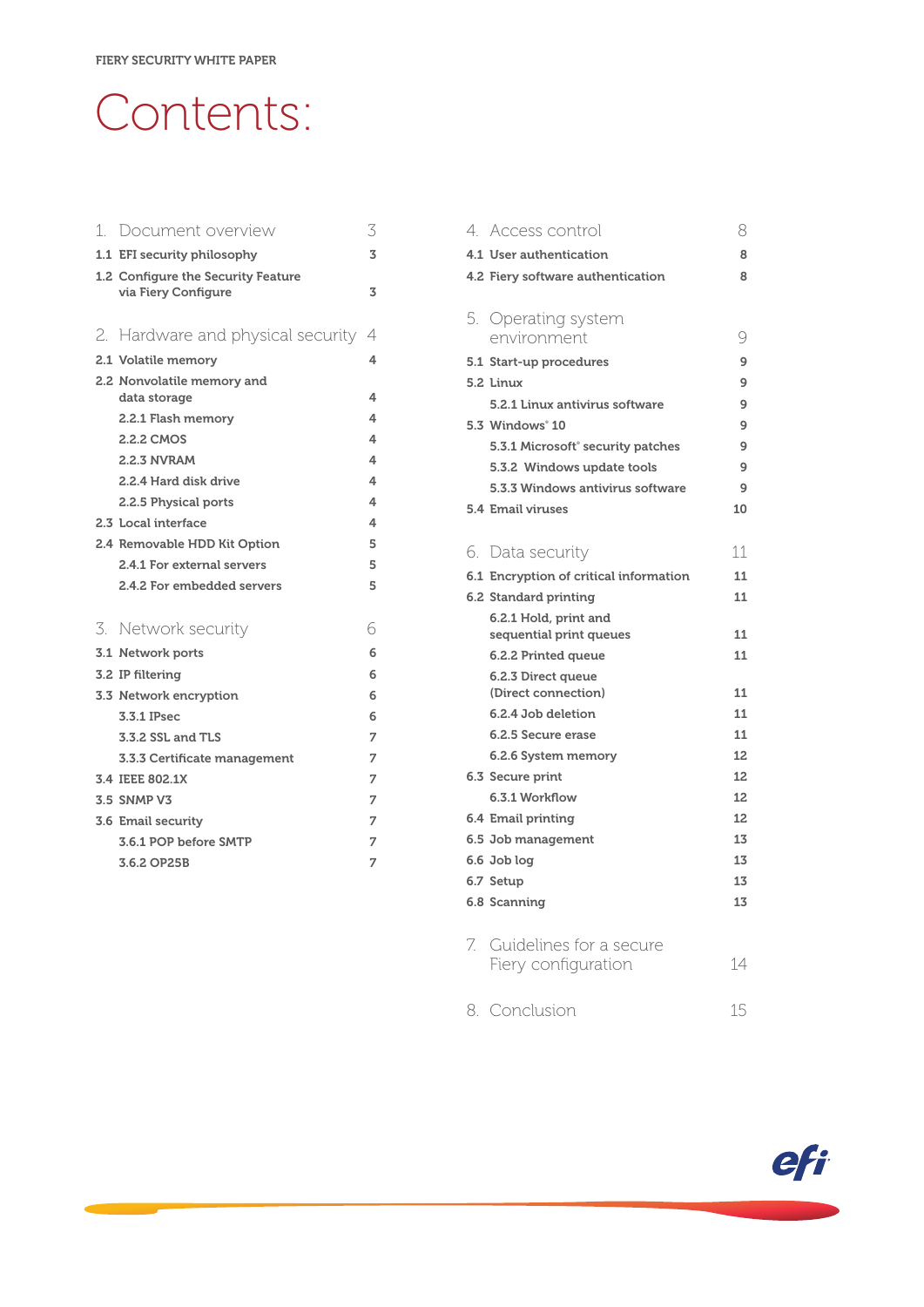# Contents:

1. Document overview 3
   - 1.1 EFI security philosophy 3
   - 1.2 Configure the Security Feature via Fiery Configure 3

2. Hardware and physical security 4
   - 2.1 Volatile memory 4
   - 2.2 Nonvolatile memory and data storage 4
     - 2.2.1 Flash memory 4
     - 2.2.2 CMOS 4
     - 2.2.3 NVRAM 4
     - 2.2.4 Hard disk drive 4
     - 2.2.5 Physical ports 4
   - 2.3 Local interface 4
   - 2.4 Removable HDD Kit Option 5
     - 2.4.1 For external servers 5
     - 2.4.2 For embedded servers 5

3. Network security 6
   - 3.1 Network ports 6
   - 3.2 IP filtering 6
   - 3.3 Network encryption 6
     - 3.3.1 IPsec 6
     - 3.3.2 SSL and TLS 7
     - 3.3.3 Certificate management 7
   - 3.4 IEEE 802.1X 7
   - 3.5 SNMP V3 7
   - 3.6 Email security 7
     - 3.6.1 POP before SMTP 7
     - 3.6.2 OP25B 7

4. Access control 8
   - 4.1 User authentication 8
   - 4.2 Fiery software authentication 8

5. Operating system environment 9
   - 5.1 Start-up procedures 9
   - 5.2 Linux 9
     - 5.2.1 Linux antivirus software 9
   - 5.3 Windows® 10 9
     - 5.3.1 Microsoft® security patches 9
     - 5.3.2 Windows update tools 9
     - 5.3.3 Windows antivirus software 9
   - 5.4 Email viruses 10

6. Data security 11
   - 6.1 Encryption of critical information 11
   - 6.2 Standard printing 11
     - 6.2.1 Hold, print and sequential print queues 11
     - 6.2.2 Printed queue 11
     - 6.2.3 Direct queue (Direct connection) 11
     - 6.2.4 Job deletion 11
     - 6.2.5 Secure erase 11
     - 6.2.6 System memory 12
   - 6.3 Secure print 12
     - 6.3.1 Workflow 12
   - 6.4 Email printing 12
   - 6.5 Job management 13
   - 6.6 Job log 13
   - 6.7 Setup 13
   - 6.8 Scanning 13

7. Guidelines for a secure Fiery configuration 14

8. Conclusion 15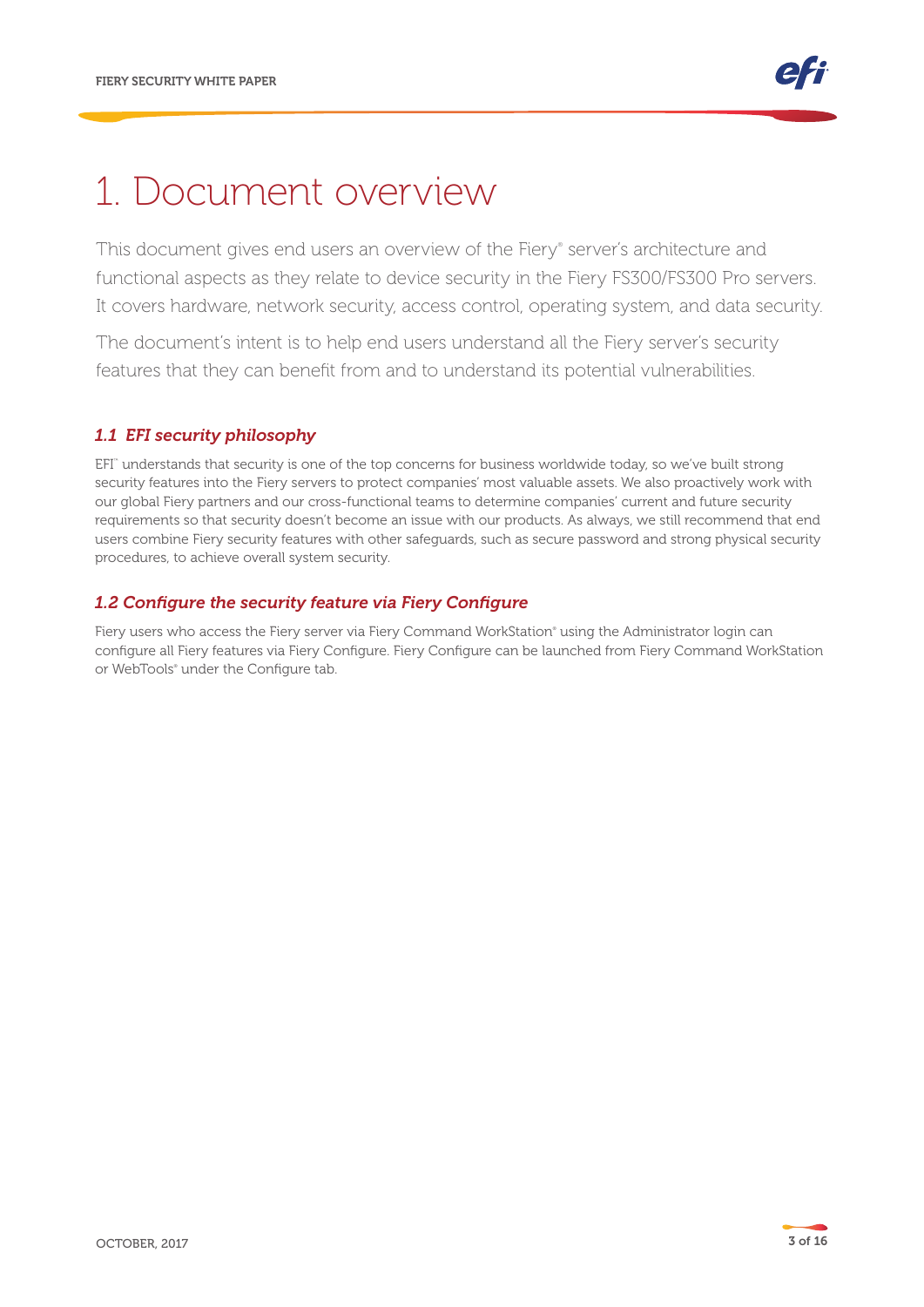# 1. Document overview

This document gives end users an overview of the Fiery® server's architecture and functional aspects as they relate to device security in the Fiery FS300/FS300 Pro servers. It covers hardware, network security, access control, operating system, and data security.

The document's intent is to help end users understand all the Fiery server's security features that they can benefit from and to understand its potential vulnerabilities.

## *1.1 EFI security philosophy*

EFI™ understands that security is one of the top concerns for business worldwide today, so we've built strong security features into the Fiery servers to protect companies' most valuable assets. We also proactively work with our global Fiery partners and our cross-functional teams to determine companies' current and future security requirements so that security doesn't become an issue with our products. As always, we still recommend that end users combine Fiery security features with other safeguards, such as secure password and strong physical security procedures, to achieve overall system security.

## *1.2 Configure the security feature via Fiery Configure*

Fiery users who access the Fiery server via Fiery Command WorkStation® using the Administrator login can configure all Fiery features via Fiery Configure. Fiery Configure can be launched from Fiery Command WorkStation or WebTools® under the Configure tab.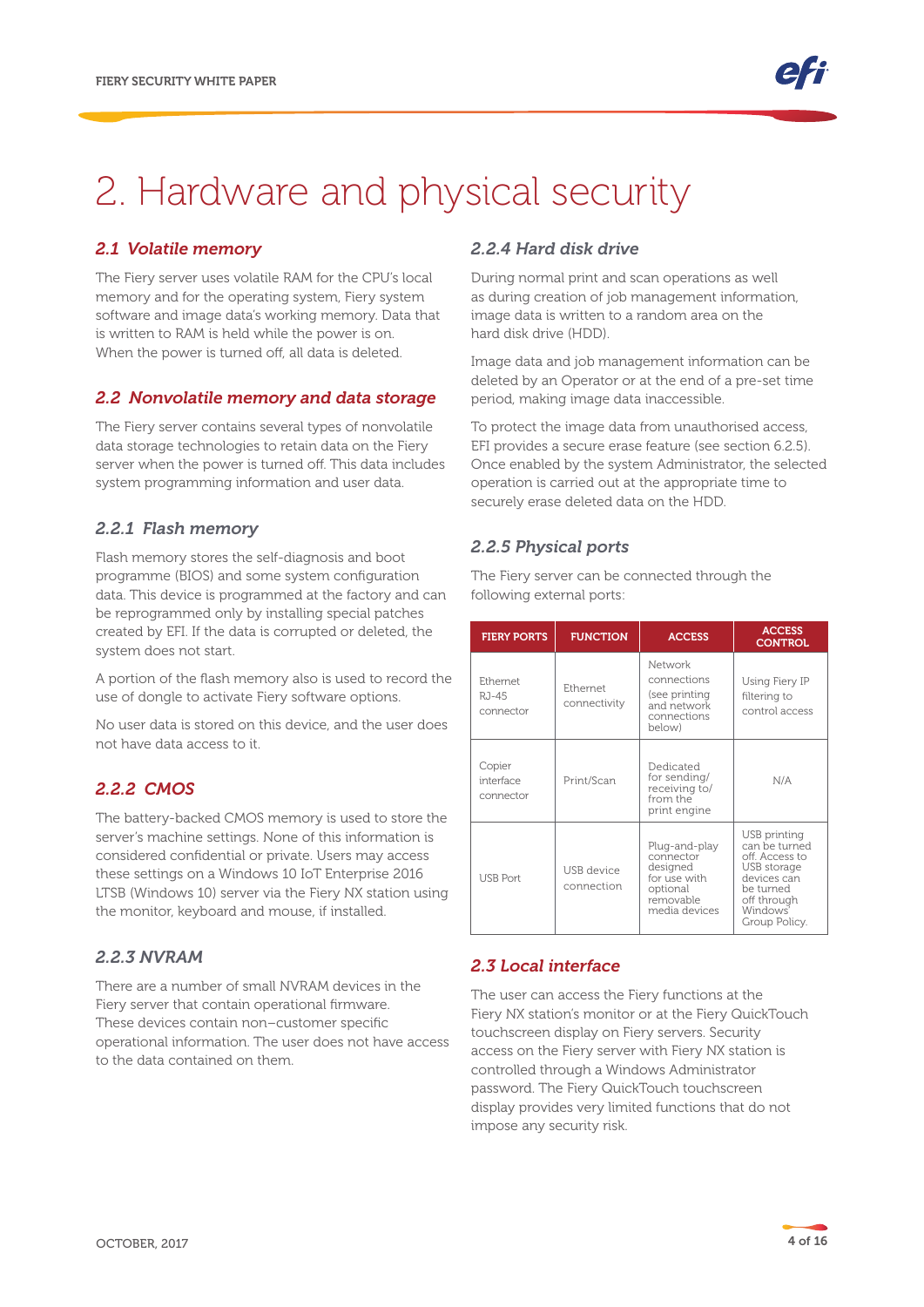# 2. Hardware and physical security

## *2.1 Volatile memory*

The Fiery server uses volatile RAM for the CPU's local memory and for the operating system, Fiery system software and image data's working memory. Data that is written to RAM is held while the power is on. When the power is turned off, all data is deleted.

## *2.2 Nonvolatile memory and data storage*

The Fiery server contains several types of nonvolatile data storage technologies to retain data on the Fiery server when the power is turned off. This data includes system programming information and user data.

### *2.2.1 Flash memory*

Flash memory stores the self-diagnosis and boot programme (BIOS) and some system configuration data. This device is programmed at the factory and can be reprogrammed only by installing special patches created by EFI. If the data is corrupted or deleted, the system does not start.

A portion of the flash memory also is used to record the use of dongle to activate Fiery software options.

No user data is stored on this device, and the user does not have data access to it.

### *2.2.2 CMOS*

The battery-backed CMOS memory is used to store the server's machine settings. None of this information is considered confidential or private. Users may access these settings on a Windows 10 IoT Enterprise 2016 LTSB (Windows 10) server via the Fiery NX station using the monitor, keyboard and mouse, if installed.

### *2.2.3 NVRAM*

There are a number of small NVRAM devices in the Fiery server that contain operational firmware. These devices contain non–customer specific operational information. The user does not have access to the data contained on them.

### *2.2.4 Hard disk drive*

During normal print and scan operations as well as during creation of job management information, image data is written to a random area on the hard disk drive (HDD).

Image data and job management information can be deleted by an Operator or at the end of a pre-set time period, making image data inaccessible.

To protect the image data from unauthorised access, EFI provides a secure erase feature (see section 6.2.5). Once enabled by the system Administrator, the selected operation is carried out at the appropriate time to securely erase deleted data on the HDD.

### *2.2.5 Physical ports*

The Fiery server can be connected through the following external ports:

| FIERY PORTS | FUNCTION | ACCESS | ACCESS CONTROL |
|---|---|---|---|
| Ethernet RJ-45 connector | Ethernet connectivity | Network connections (see printing and network connections below) | Using Fiery IP filtering to control access |
| Copier interface connector | Print/Scan | Dedicated for sending/ receiving to/ from the print engine | N/A |
| USB Port | USB device connection | Plug-and-play connector designed for use with optional removable media devices | USB printing can be turned off. Access to USB storage devices can be turned off through Windows Group Policy. |

## *2.3 Local interface*

The user can access the Fiery functions at the Fiery NX station's monitor or at the Fiery QuickTouch touchscreen display on Fiery servers. Security access on the Fiery server with Fiery NX station is controlled through a Windows Administrator password. The Fiery QuickTouch touchscreen display provides very limited functions that do not impose any security risk.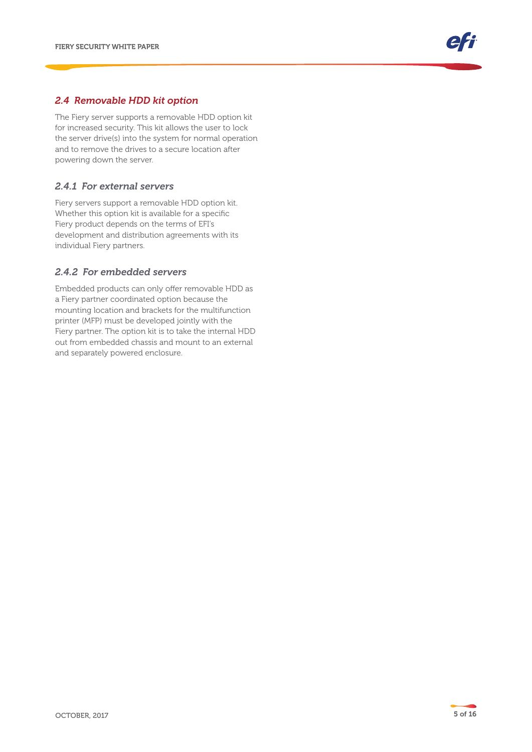## *2.4 Removable HDD kit option*

The Fiery server supports a removable HDD option kit for increased security. This kit allows the user to lock the server drive(s) into the system for normal operation and to remove the drives to a secure location after powering down the server.

### *2.4.1 For external servers*

Fiery servers support a removable HDD option kit. Whether this option kit is available for a specific Fiery product depends on the terms of EFI's development and distribution agreements with its individual Fiery partners.

### *2.4.2 For embedded servers*

Embedded products can only offer removable HDD as a Fiery partner coordinated option because the mounting location and brackets for the multifunction printer (MFP) must be developed jointly with the Fiery partner. The option kit is to take the internal HDD out from embedded chassis and mount to an external and separately powered enclosure.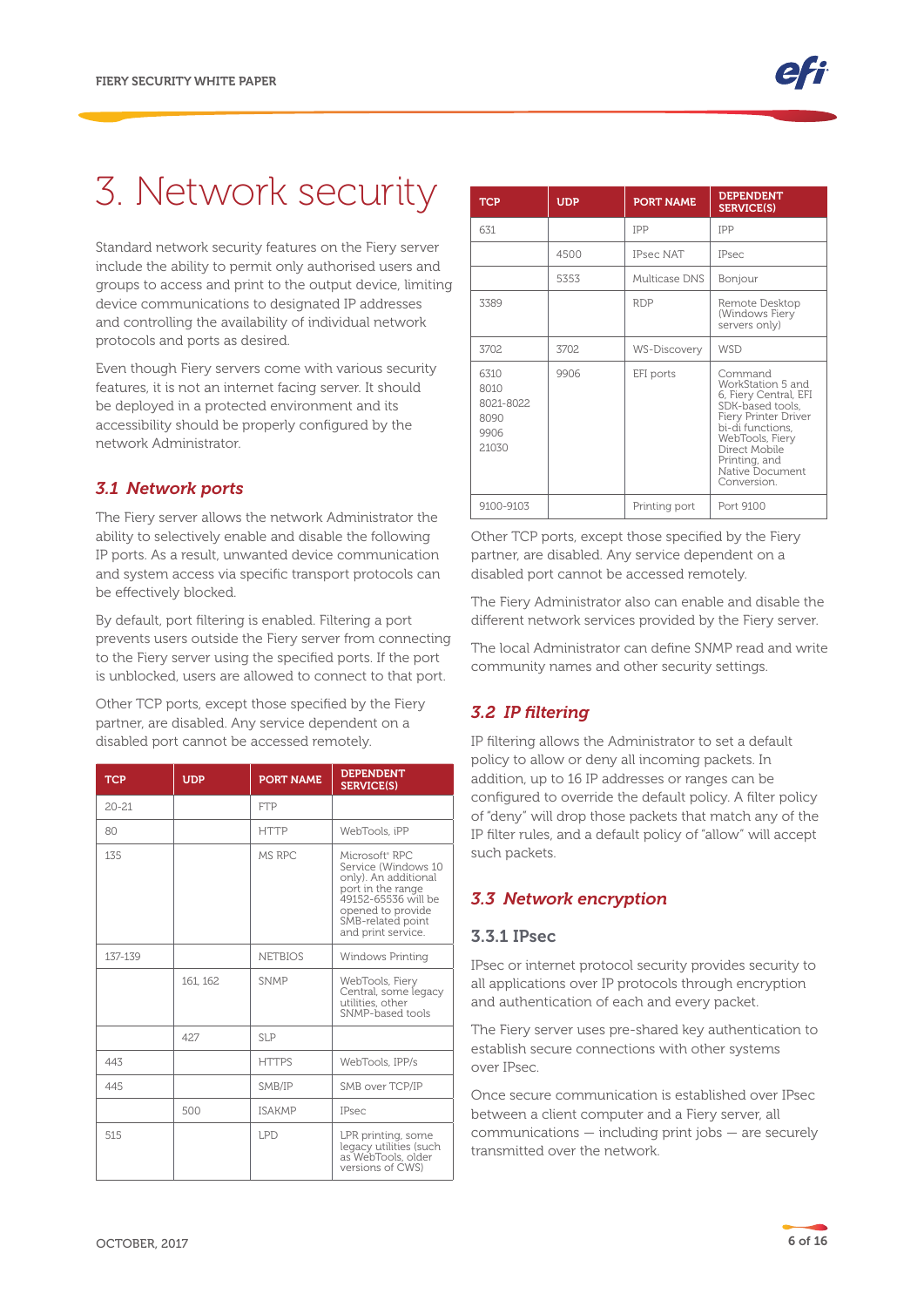# 3. Network security

Standard network security features on the Fiery server include the ability to permit only authorised users and groups to access and print to the output device, limiting device communications to designated IP addresses and controlling the availability of individual network protocols and ports as desired.

Even though Fiery servers come with various security features, it is not an internet facing server. It should be deployed in a protected environment and its accessibility should be properly configured by the network Administrator.

## *3.1 Network ports*

The Fiery server allows the network Administrator the ability to selectively enable and disable the following IP ports. As a result, unwanted device communication and system access via specific transport protocols can be effectively blocked.

By default, port filtering is enabled. Filtering a port prevents users outside the Fiery server from connecting to the Fiery server using the specified ports. If the port is unblocked, users are allowed to connect to that port.

Other TCP ports, except those specified by the Fiery partner, are disabled. Any service dependent on a disabled port cannot be accessed remotely.

| TCP | UDP | PORT NAME | DEPENDENT SERVICE(S) |
|---|---|---|---|
| 20-21 | | FTP | |
| 80 | | HTTP | WebTools, iPP |
| 135 | | MS RPC | Microsoft® RPC Service (Windows 10 only). An additional port in the range 49152-65536 will be opened to provide SMB-related point and print service. |
| 137-139 | | NETBIOS | Windows Printing |
| | 161, 162 | SNMP | WebTools, Fiery Central, some legacy utilities, other SNMP-based tools |
| | 427 | SLP | |
| 443 | | HTTPS | WebTools, IPP/s |
| 445 | | SMB/IP | SMB over TCP/IP |
| | 500 | ISAKMP | IPsec |
| 515 | | LPD | LPR printing, some legacy utilities (such as WebTools, older versions of CWS) |
| 631 | | IPP | IPP |
| | 4500 | IPsec NAT | IPsec |
| | 5353 | Multicase DNS | Bonjour |
| 3389 | | RDP | Remote Desktop (Windows Fiery servers only) |
| 3702 | 3702 | WS-Discovery | WSD |
| 6310<br>8010<br>8021-8022<br>8090<br>9906<br>21030 | 9906 | EFI ports | Command WorkStation 5 and 6, Fiery Central, EFI SDK-based tools, Fiery Printer Driver bi-di functions, WebTools, Fiery Direct Mobile Printing, and Native Document Conversion. |
| 9100-9103 | | Printing port | Port 9100 |

Other TCP ports, except those specified by the Fiery partner, are disabled. Any service dependent on a disabled port cannot be accessed remotely.

The Fiery Administrator also can enable and disable the different network services provided by the Fiery server.

The local Administrator can define SNMP read and write community names and other security settings.

## *3.2 IP filtering*

IP filtering allows the Administrator to set a default policy to allow or deny all incoming packets. In addition, up to 16 IP addresses or ranges can be configured to override the default policy. A filter policy of "deny" will drop those packets that match any of the IP filter rules, and a default policy of "allow" will accept such packets.

## *3.3 Network encryption*

### 3.3.1 IPsec

IPsec or internet protocol security provides security to all applications over IP protocols through encryption and authentication of each and every packet.

The Fiery server uses pre-shared key authentication to establish secure connections with other systems over IPsec.

Once secure communication is established over IPsec between a client computer and a Fiery server, all communications — including print jobs — are securely transmitted over the network.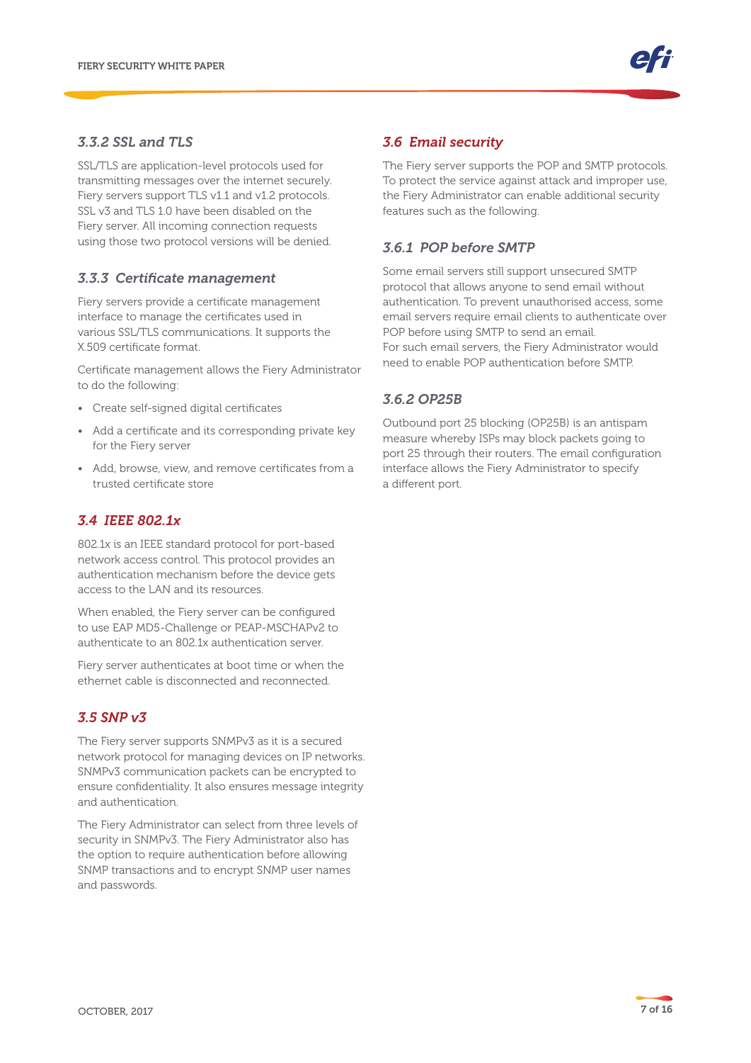### 3.3.2 SSL and TLS

SSL/TLS are application-level protocols used for transmitting messages over the internet securely. Fiery servers support TLS v1.1 and v1.2 protocols. SSL v3 and TLS 1.0 have been disabled on the Fiery server. All incoming connection requests using those two protocol versions will be denied.

### 3.3.3 Certificate management

Fiery servers provide a certificate management interface to manage the certificates used in various SSL/TLS communications. It supports the X.509 certificate format.

Certificate management allows the Fiery Administrator to do the following:

- Create self-signed digital certificates
- Add a certificate and its corresponding private key for the Fiery server
- Add, browse, view, and remove certificates from a trusted certificate store

## 3.4 IEEE 802.1x

802.1x is an IEEE standard protocol for port-based network access control. This protocol provides an authentication mechanism before the device gets access to the LAN and its resources.

When enabled, the Fiery server can be configured to use EAP MD5-Challenge or PEAP-MSCHAPv2 to authenticate to an 802.1x authentication server.

Fiery server authenticates at boot time or when the ethernet cable is disconnected and reconnected.

## 3.5 SNP v3

The Fiery server supports SNMPv3 as it is a secured network protocol for managing devices on IP networks. SNMPv3 communication packets can be encrypted to ensure confidentiality. It also ensures message integrity and authentication.

The Fiery Administrator can select from three levels of security in SNMPv3. The Fiery Administrator also has the option to require authentication before allowing SNMP transactions and to encrypt SNMP user names and passwords.

## 3.6 Email security

The Fiery server supports the POP and SMTP protocols. To protect the service against attack and improper use, the Fiery Administrator can enable additional security features such as the following.

### 3.6.1 POP before SMTP

Some email servers still support unsecured SMTP protocol that allows anyone to send email without authentication. To prevent unauthorised access, some email servers require email clients to authenticate over POP before using SMTP to send an email.
For such email servers, the Fiery Administrator would need to enable POP authentication before SMTP.

### 3.6.2 OP25B

Outbound port 25 blocking (OP25B) is an antispam measure whereby ISPs may block packets going to port 25 through their routers. The email configuration interface allows the Fiery Administrator to specify a different port.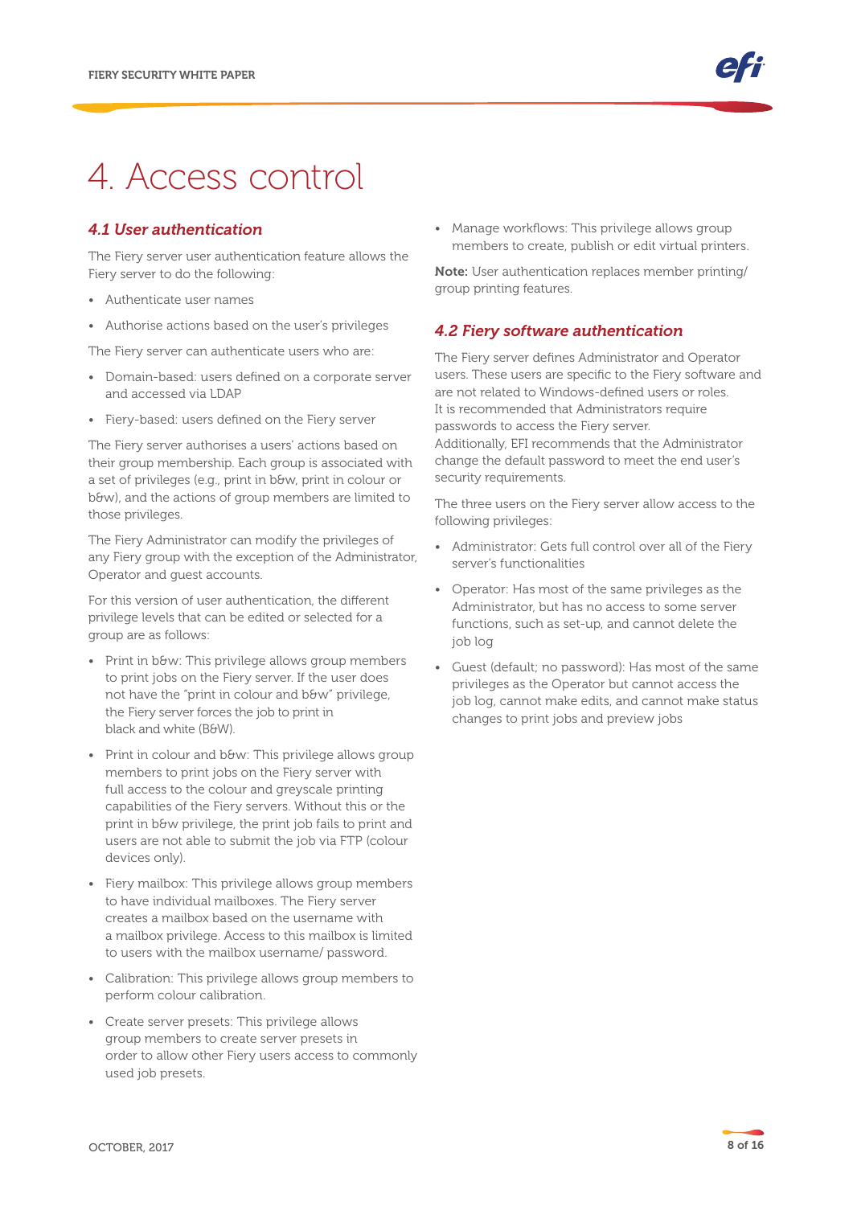# 4. Access control

## *4.1 User authentication*

The Fiery server user authentication feature allows the Fiery server to do the following:

- Authenticate user names
- Authorise actions based on the user's privileges

The Fiery server can authenticate users who are:

- Domain-based: users defined on a corporate server and accessed via LDAP
- Fiery-based: users defined on the Fiery server

The Fiery server authorises a users' actions based on their group membership. Each group is associated with a set of privileges (e.g., print in b&w, print in colour or b&w), and the actions of group members are limited to those privileges.

The Fiery Administrator can modify the privileges of any Fiery group with the exception of the Administrator, Operator and guest accounts.

For this version of user authentication, the different privilege levels that can be edited or selected for a group are as follows:

- Print in b&w: This privilege allows group members to print jobs on the Fiery server. If the user does not have the "print in colour and b&w" privilege, the Fiery server forces the job to print in black and white (B&W).
- Print in colour and b&w: This privilege allows group members to print jobs on the Fiery server with full access to the colour and greyscale printing capabilities of the Fiery servers. Without this or the print in b&w privilege, the print job fails to print and users are not able to submit the job via FTP (colour devices only).
- Fiery mailbox: This privilege allows group members to have individual mailboxes. The Fiery server creates a mailbox based on the username with a mailbox privilege. Access to this mailbox is limited to users with the mailbox username/ password.
- Calibration: This privilege allows group members to perform colour calibration.
- Create server presets: This privilege allows group members to create server presets in order to allow other Fiery users access to commonly used job presets.
- Manage workflows: This privilege allows group members to create, publish or edit virtual printers.

**Note:** User authentication replaces member printing/ group printing features.

## *4.2 Fiery software authentication*

The Fiery server defines Administrator and Operator users. These users are specific to the Fiery software and are not related to Windows-defined users or roles. It is recommended that Administrators require passwords to access the Fiery server. Additionally, EFI recommends that the Administrator change the default password to meet the end user's security requirements.

The three users on the Fiery server allow access to the following privileges:

- Administrator: Gets full control over all of the Fiery server's functionalities
- Operator: Has most of the same privileges as the Administrator, but has no access to some server functions, such as set-up, and cannot delete the job log
- Guest (default; no password): Has most of the same privileges as the Operator but cannot access the job log, cannot make edits, and cannot make status changes to print jobs and preview jobs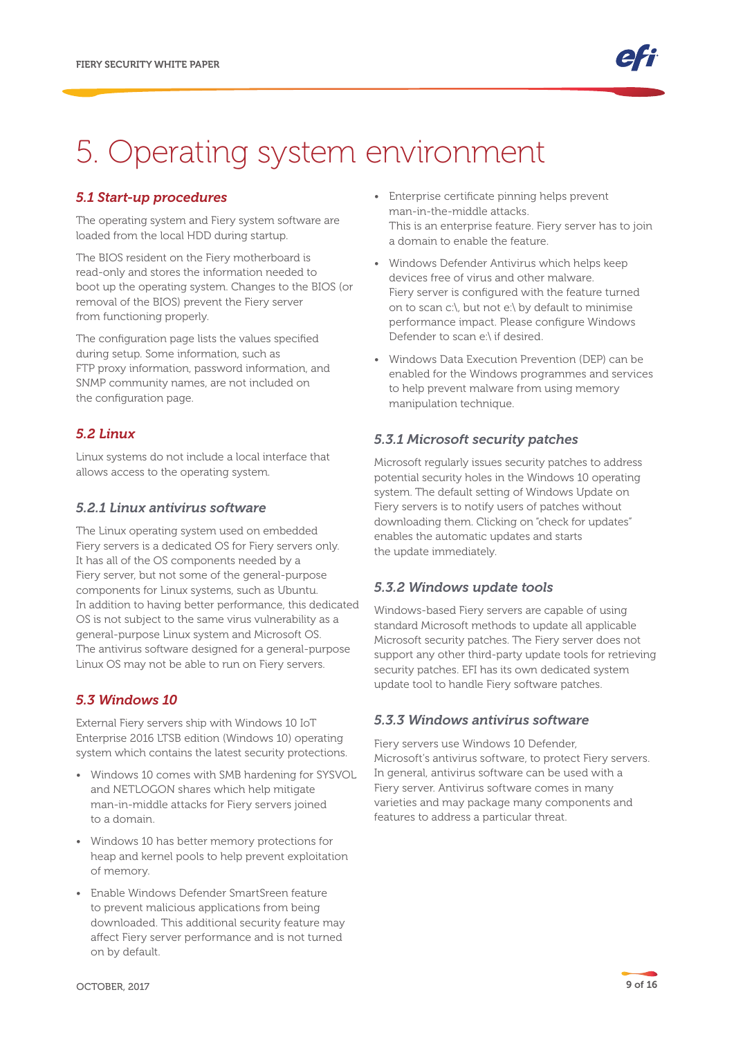# 5. Operating system environment

## *5.1 Start-up procedures*

The operating system and Fiery system software are loaded from the local HDD during startup.

The BIOS resident on the Fiery motherboard is read-only and stores the information needed to boot up the operating system. Changes to the BIOS (or removal of the BIOS) prevent the Fiery server from functioning properly.

The configuration page lists the values specified during setup. Some information, such as FTP proxy information, password information, and SNMP community names, are not included on the configuration page.

## *5.2 Linux*

Linux systems do not include a local interface that allows access to the operating system.

### *5.2.1 Linux antivirus software*

The Linux operating system used on embedded Fiery servers is a dedicated OS for Fiery servers only. It has all of the OS components needed by a Fiery server, but not some of the general-purpose components for Linux systems, such as Ubuntu. In addition to having better performance, this dedicated OS is not subject to the same virus vulnerability as a general-purpose Linux system and Microsoft OS. The antivirus software designed for a general-purpose Linux OS may not be able to run on Fiery servers.

## *5.3 Windows 10*

External Fiery servers ship with Windows 10 IoT Enterprise 2016 LTSB edition (Windows 10) operating system which contains the latest security protections.

- Windows 10 comes with SMB hardening for SYSVOL and NETLOGON shares which help mitigate man-in-middle attacks for Fiery servers joined to a domain.
- Windows 10 has better memory protections for heap and kernel pools to help prevent exploitation of memory.
- Enable Windows Defender SmartSreen feature to prevent malicious applications from being downloaded. This additional security feature may affect Fiery server performance and is not turned on by default.
- Enterprise certificate pinning helps prevent man-in-the-middle attacks.
  This is an enterprise feature. Fiery server has to join a domain to enable the feature.
- Windows Defender Antivirus which helps keep devices free of virus and other malware.
  Fiery server is configured with the feature turned on to scan c:\, but not e:\ by default to minimise performance impact. Please configure Windows Defender to scan e:\ if desired.
- Windows Data Execution Prevention (DEP) can be enabled for the Windows programmes and services to help prevent malware from using memory manipulation technique.

### *5.3.1 Microsoft security patches*

Microsoft regularly issues security patches to address potential security holes in the Windows 10 operating system. The default setting of Windows Update on Fiery servers is to notify users of patches without downloading them. Clicking on "check for updates" enables the automatic updates and starts the update immediately.

### *5.3.2 Windows update tools*

Windows-based Fiery servers are capable of using standard Microsoft methods to update all applicable Microsoft security patches. The Fiery server does not support any other third-party update tools for retrieving security patches. EFI has its own dedicated system update tool to handle Fiery software patches.

### *5.3.3 Windows antivirus software*

Fiery servers use Windows 10 Defender, Microsoft's antivirus software, to protect Fiery servers. In general, antivirus software can be used with a Fiery server. Antivirus software comes in many varieties and may package many components and features to address a particular threat.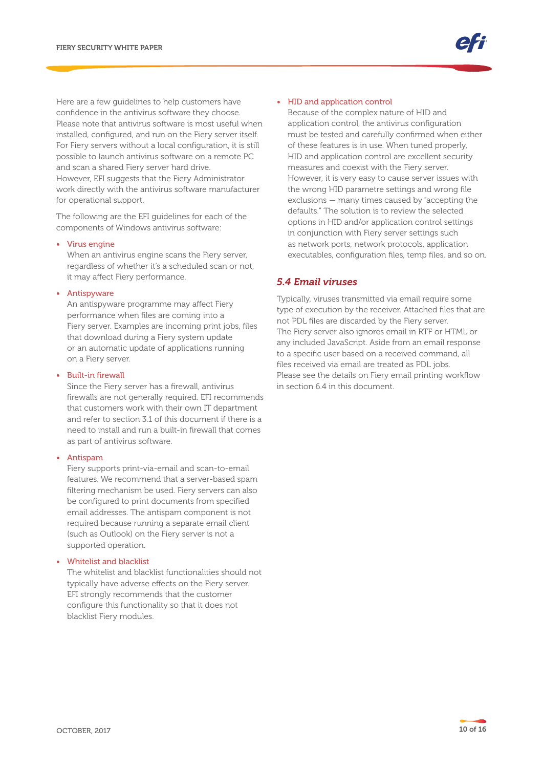Here are a few guidelines to help customers have confidence in the antivirus software they choose. Please note that antivirus software is most useful when installed, configured, and run on the Fiery server itself. For Fiery servers without a local configuration, it is still possible to launch antivirus software on a remote PC and scan a shared Fiery server hard drive. However, EFI suggests that the Fiery Administrator work directly with the antivirus software manufacturer for operational support.

The following are the EFI guidelines for each of the components of Windows antivirus software:

- Virus engine
  When an antivirus engine scans the Fiery server, regardless of whether it's a scheduled scan or not, it may affect Fiery performance.
- Antispyware
  An antispyware programme may affect Fiery performance when files are coming into a Fiery server. Examples are incoming print jobs, files that download during a Fiery system update or an automatic update of applications running on a Fiery server.
- Built-in firewall
  Since the Fiery server has a firewall, antivirus firewalls are not generally required. EFI recommends that customers work with their own IT department and refer to section 3.1 of this document if there is a need to install and run a built-in firewall that comes as part of antivirus software.
- Antispam
  Fiery supports print-via-email and scan-to-email features. We recommend that a server-based spam filtering mechanism be used. Fiery servers can also be configured to print documents from specified email addresses. The antispam component is not required because running a separate email client (such as Outlook) on the Fiery server is not a supported operation.
- Whitelist and blacklist
  The whitelist and blacklist functionalities should not typically have adverse effects on the Fiery server. EFI strongly recommends that the customer configure this functionality so that it does not blacklist Fiery modules.
- HID and application control
  Because of the complex nature of HID and application control, the antivirus configuration must be tested and carefully confirmed when either of these features is in use. When tuned properly, HID and application control are excellent security measures and coexist with the Fiery server. However, it is very easy to cause server issues with the wrong HID parametre settings and wrong file exclusions — many times caused by "accepting the defaults." The solution is to review the selected options in HID and/or application control settings in conjunction with Fiery server settings such as network ports, network protocols, application executables, configuration files, temp files, and so on.

### 5.4 Email viruses

Typically, viruses transmitted via email require some type of execution by the receiver. Attached files that are not PDL files are discarded by the Fiery server. The Fiery server also ignores email in RTF or HTML or any included JavaScript. Aside from an email response to a specific user based on a received command, all files received via email are treated as PDL jobs. Please see the details on Fiery email printing workflow in section 6.4 in this document.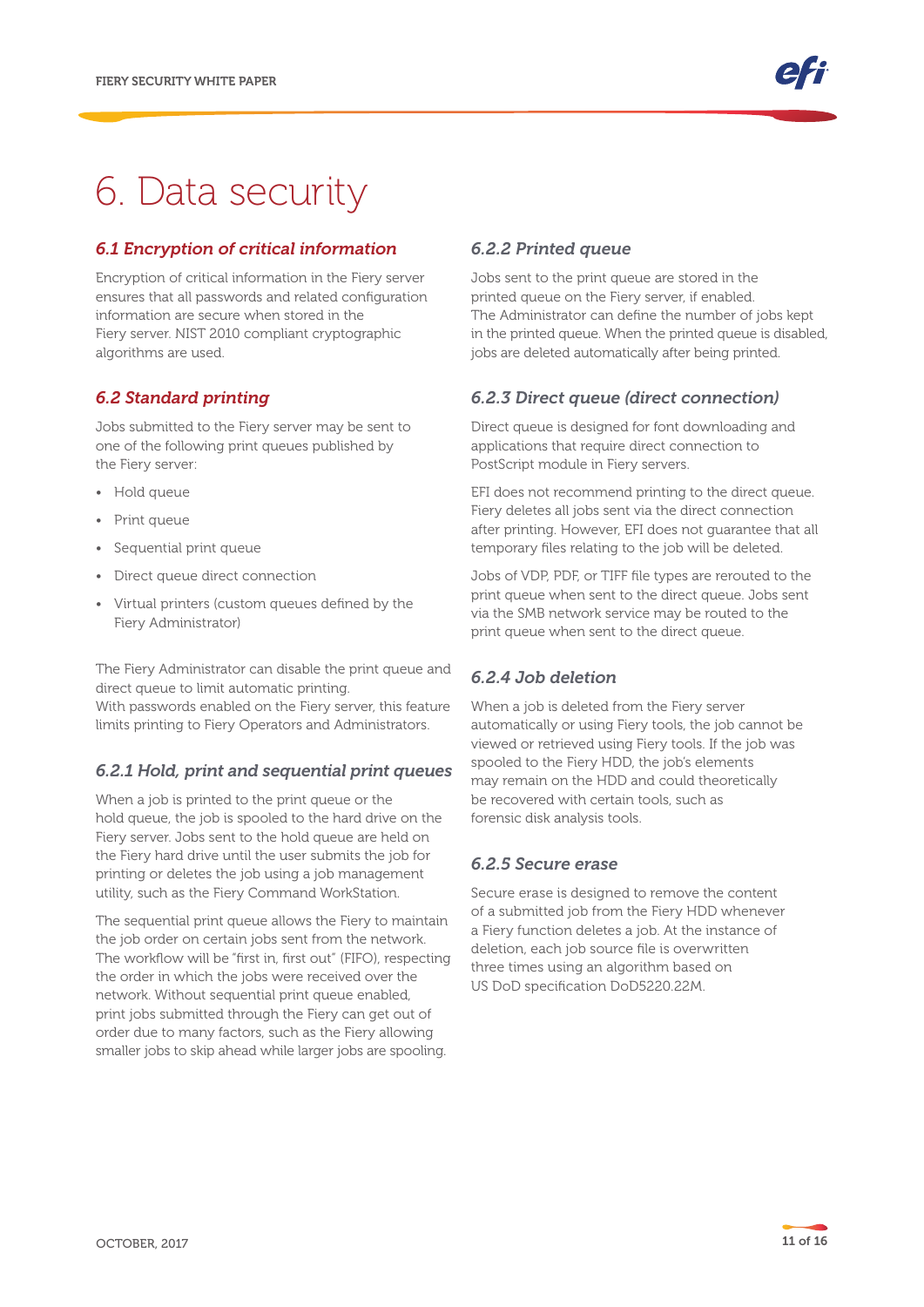# 6. Data security

## *6.1 Encryption of critical information*

Encryption of critical information in the Fiery server ensures that all passwords and related configuration information are secure when stored in the Fiery server. NIST 2010 compliant cryptographic algorithms are used.

## *6.2 Standard printing*

Jobs submitted to the Fiery server may be sent to one of the following print queues published by the Fiery server:

- Hold queue
- Print queue
- Sequential print queue
- Direct queue direct connection
- Virtual printers (custom queues defined by the Fiery Administrator)

The Fiery Administrator can disable the print queue and direct queue to limit automatic printing.
With passwords enabled on the Fiery server, this feature limits printing to Fiery Operators and Administrators.

### *6.2.1 Hold, print and sequential print queues*

When a job is printed to the print queue or the hold queue, the job is spooled to the hard drive on the Fiery server. Jobs sent to the hold queue are held on the Fiery hard drive until the user submits the job for printing or deletes the job using a job management utility, such as the Fiery Command WorkStation.

The sequential print queue allows the Fiery to maintain the job order on certain jobs sent from the network. The workflow will be "first in, first out" (FIFO), respecting the order in which the jobs were received over the network. Without sequential print queue enabled, print jobs submitted through the Fiery can get out of order due to many factors, such as the Fiery allowing smaller jobs to skip ahead while larger jobs are spooling.

### *6.2.2 Printed queue*

Jobs sent to the print queue are stored in the printed queue on the Fiery server, if enabled.
The Administrator can define the number of jobs kept in the printed queue. When the printed queue is disabled, jobs are deleted automatically after being printed.

### *6.2.3 Direct queue (direct connection)*

Direct queue is designed for font downloading and applications that require direct connection to PostScript module in Fiery servers.

EFI does not recommend printing to the direct queue. Fiery deletes all jobs sent via the direct connection after printing. However, EFI does not guarantee that all temporary files relating to the job will be deleted.

Jobs of VDP, PDF, or TIFF file types are rerouted to the print queue when sent to the direct queue. Jobs sent via the SMB network service may be routed to the print queue when sent to the direct queue.

### *6.2.4 Job deletion*

When a job is deleted from the Fiery server automatically or using Fiery tools, the job cannot be viewed or retrieved using Fiery tools. If the job was spooled to the Fiery HDD, the job's elements may remain on the HDD and could theoretically be recovered with certain tools, such as forensic disk analysis tools.

### *6.2.5 Secure erase*

Secure erase is designed to remove the content of a submitted job from the Fiery HDD whenever a Fiery function deletes a job. At the instance of deletion, each job source file is overwritten three times using an algorithm based on US DoD specification DoD5220.22M.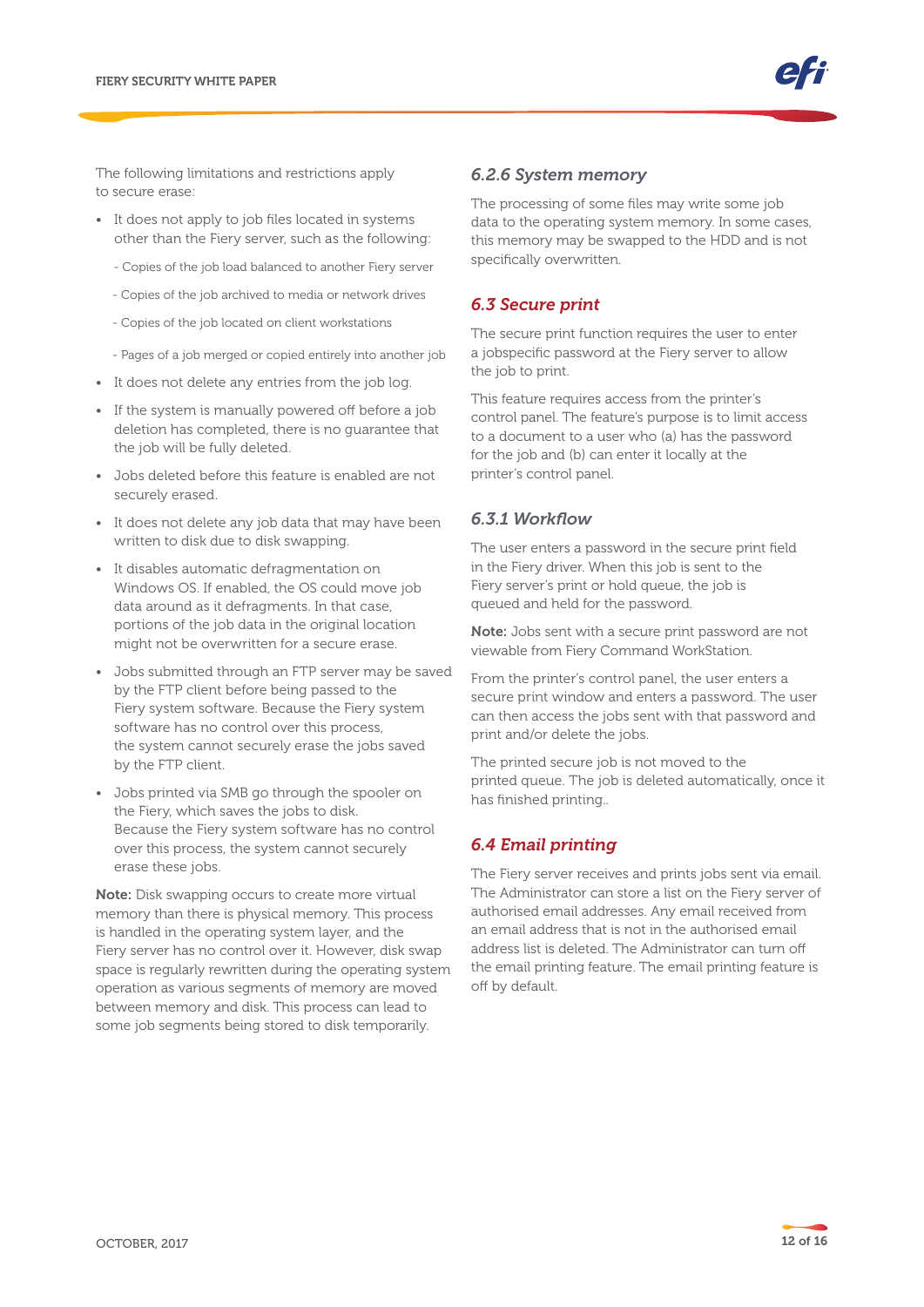The following limitations and restrictions apply to secure erase:

- It does not apply to job files located in systems other than the Fiery server, such as the following:
  - Copies of the job load balanced to another Fiery server
  - Copies of the job archived to media or network drives
  - Copies of the job located on client workstations
  - Pages of a job merged or copied entirely into another job
- It does not delete any entries from the job log.
- If the system is manually powered off before a job deletion has completed, there is no guarantee that the job will be fully deleted.
- Jobs deleted before this feature is enabled are not securely erased.
- It does not delete any job data that may have been written to disk due to disk swapping.
- It disables automatic defragmentation on Windows OS. If enabled, the OS could move job data around as it defragments. In that case, portions of the job data in the original location might not be overwritten for a secure erase.
- Jobs submitted through an FTP server may be saved by the FTP client before being passed to the Fiery system software. Because the Fiery system software has no control over this process, the system cannot securely erase the jobs saved by the FTP client.
- Jobs printed via SMB go through the spooler on the Fiery, which saves the jobs to disk. Because the Fiery system software has no control over this process, the system cannot securely erase these jobs.

**Note:** Disk swapping occurs to create more virtual memory than there is physical memory. This process is handled in the operating system layer, and the Fiery server has no control over it. However, disk swap space is regularly rewritten during the operating system operation as various segments of memory are moved between memory and disk. This process can lead to some job segments being stored to disk temporarily.

### *6.2.6 System memory*

The processing of some files may write some job data to the operating system memory. In some cases, this memory may be swapped to the HDD and is not specifically overwritten.

## *6.3 Secure print*

The secure print function requires the user to enter a jobspecific password at the Fiery server to allow the job to print.

This feature requires access from the printer's control panel. The feature's purpose is to limit access to a document to a user who (a) has the password for the job and (b) can enter it locally at the printer's control panel.

### *6.3.1 Workflow*

The user enters a password in the secure print field in the Fiery driver. When this job is sent to the Fiery server's print or hold queue, the job is queued and held for the password.

**Note:** Jobs sent with a secure print password are not viewable from Fiery Command WorkStation.

From the printer's control panel, the user enters a secure print window and enters a password. The user can then access the jobs sent with that password and print and/or delete the jobs.

The printed secure job is not moved to the printed queue. The job is deleted automatically, once it has finished printing..

## *6.4 Email printing*

The Fiery server receives and prints jobs sent via email. The Administrator can store a list on the Fiery server of authorised email addresses. Any email received from an email address that is not in the authorised email address list is deleted. The Administrator can turn off the email printing feature. The email printing feature is off by default.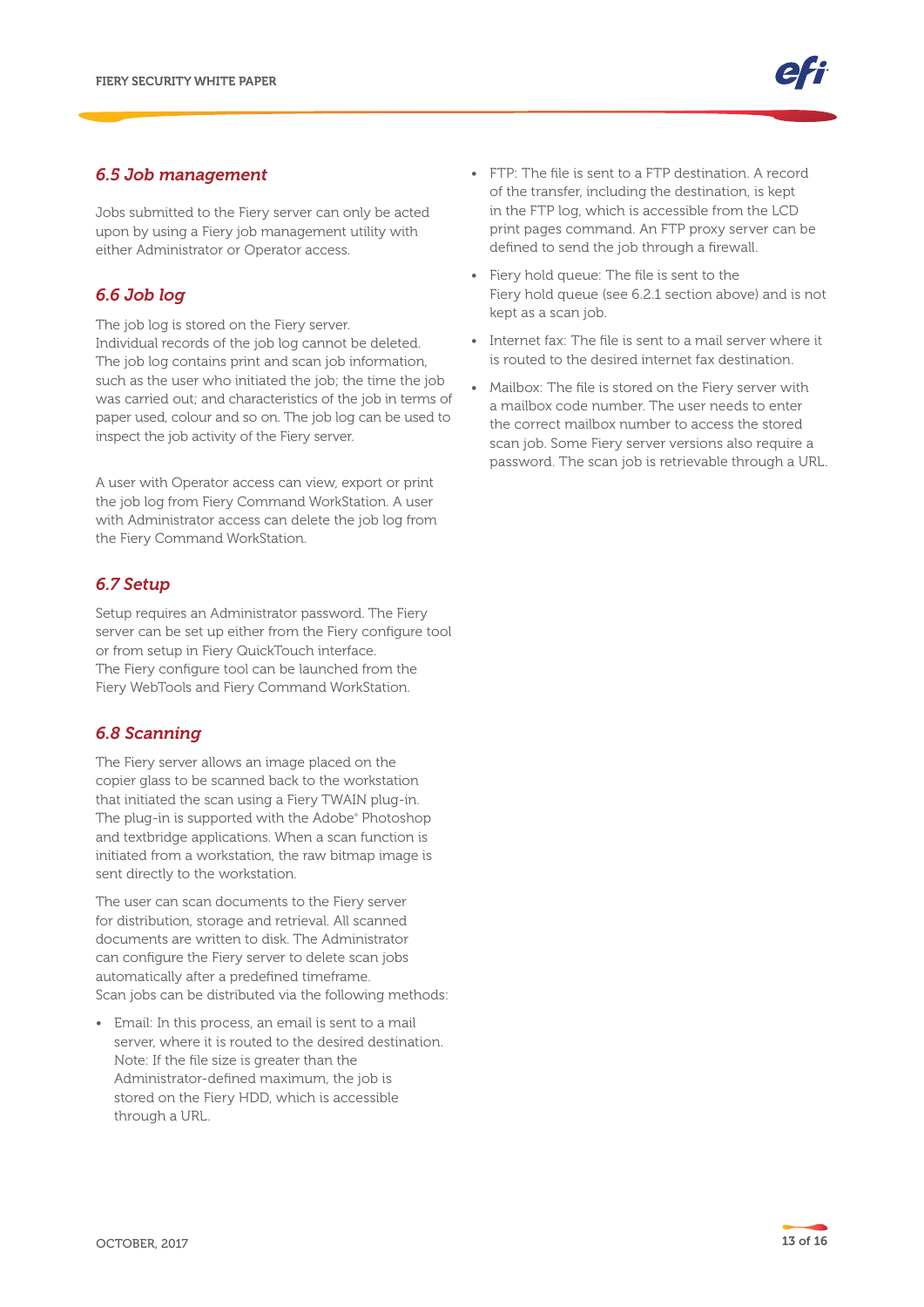## *6.5 Job management*

Jobs submitted to the Fiery server can only be acted upon by using a Fiery job management utility with either Administrator or Operator access.

## *6.6 Job log*

The job log is stored on the Fiery server. Individual records of the job log cannot be deleted. The job log contains print and scan job information, such as the user who initiated the job; the time the job was carried out; and characteristics of the job in terms of paper used, colour and so on. The job log can be used to inspect the job activity of the Fiery server.

A user with Operator access can view, export or print the job log from Fiery Command WorkStation. A user with Administrator access can delete the job log from the Fiery Command WorkStation.

## *6.7 Setup*

Setup requires an Administrator password. The Fiery server can be set up either from the Fiery configure tool or from setup in Fiery QuickTouch interface. The Fiery configure tool can be launched from the Fiery WebTools and Fiery Command WorkStation.

## *6.8 Scanning*

The Fiery server allows an image placed on the copier glass to be scanned back to the workstation that initiated the scan using a Fiery TWAIN plug-in. The plug-in is supported with the Adobe® Photoshop and textbridge applications. When a scan function is initiated from a workstation, the raw bitmap image is sent directly to the workstation.

The user can scan documents to the Fiery server for distribution, storage and retrieval. All scanned documents are written to disk. The Administrator can configure the Fiery server to delete scan jobs automatically after a predefined timeframe. Scan jobs can be distributed via the following methods:

- Email: In this process, an email is sent to a mail server, where it is routed to the desired destination. Note: If the file size is greater than the Administrator-defined maximum, the job is stored on the Fiery HDD, which is accessible through a URL.
- FTP: The file is sent to a FTP destination. A record of the transfer, including the destination, is kept in the FTP log, which is accessible from the LCD print pages command. An FTP proxy server can be defined to send the job through a firewall.
- Fiery hold queue: The file is sent to the Fiery hold queue (see 6.2.1 section above) and is not kept as a scan job.
- Internet fax: The file is sent to a mail server where it is routed to the desired internet fax destination.
- Mailbox: The file is stored on the Fiery server with a mailbox code number. The user needs to enter the correct mailbox number to access the stored scan job. Some Fiery server versions also require a password. The scan job is retrievable through a URL.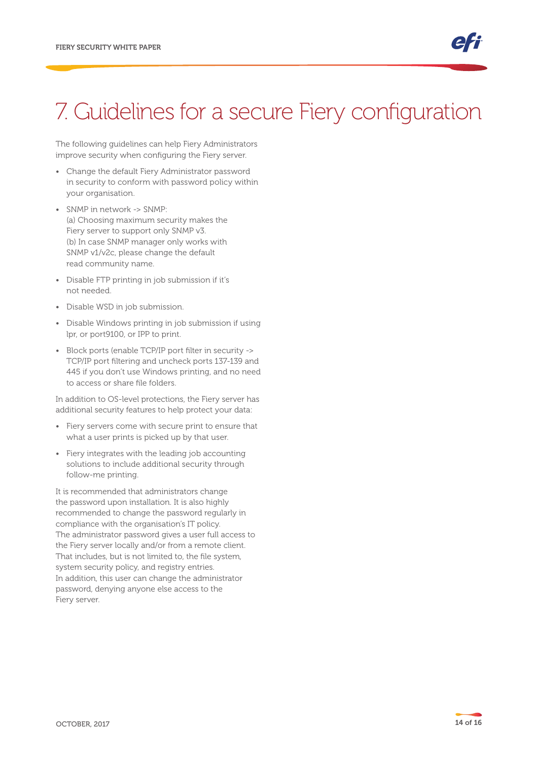# 7. Guidelines for a secure Fiery configuration

The following guidelines can help Fiery Administrators improve security when configuring the Fiery server.

- Change the default Fiery Administrator password in security to conform with password policy within your organisation.
- SNMP in network -> SNMP:
  (a) Choosing maximum security makes the Fiery server to support only SNMP v3.
  (b) In case SNMP manager only works with SNMP v1/v2c, please change the default read community name.
- Disable FTP printing in job submission if it's not needed.
- Disable WSD in job submission.
- Disable Windows printing in job submission if using lpr, or port9100, or IPP to print.
- Block ports (enable TCP/IP port filter in security -> TCP/IP port filtering and uncheck ports 137-139 and 445 if you don't use Windows printing, and no need to access or share file folders.

In addition to OS-level protections, the Fiery server has additional security features to help protect your data:

- Fiery servers come with secure print to ensure that what a user prints is picked up by that user.
- Fiery integrates with the leading job accounting solutions to include additional security through follow-me printing.

It is recommended that administrators change the password upon installation. It is also highly recommended to change the password regularly in compliance with the organisation's IT policy. The administrator password gives a user full access to the Fiery server locally and/or from a remote client. That includes, but is not limited to, the file system, system security policy, and registry entries. In addition, this user can change the administrator password, denying anyone else access to the Fiery server.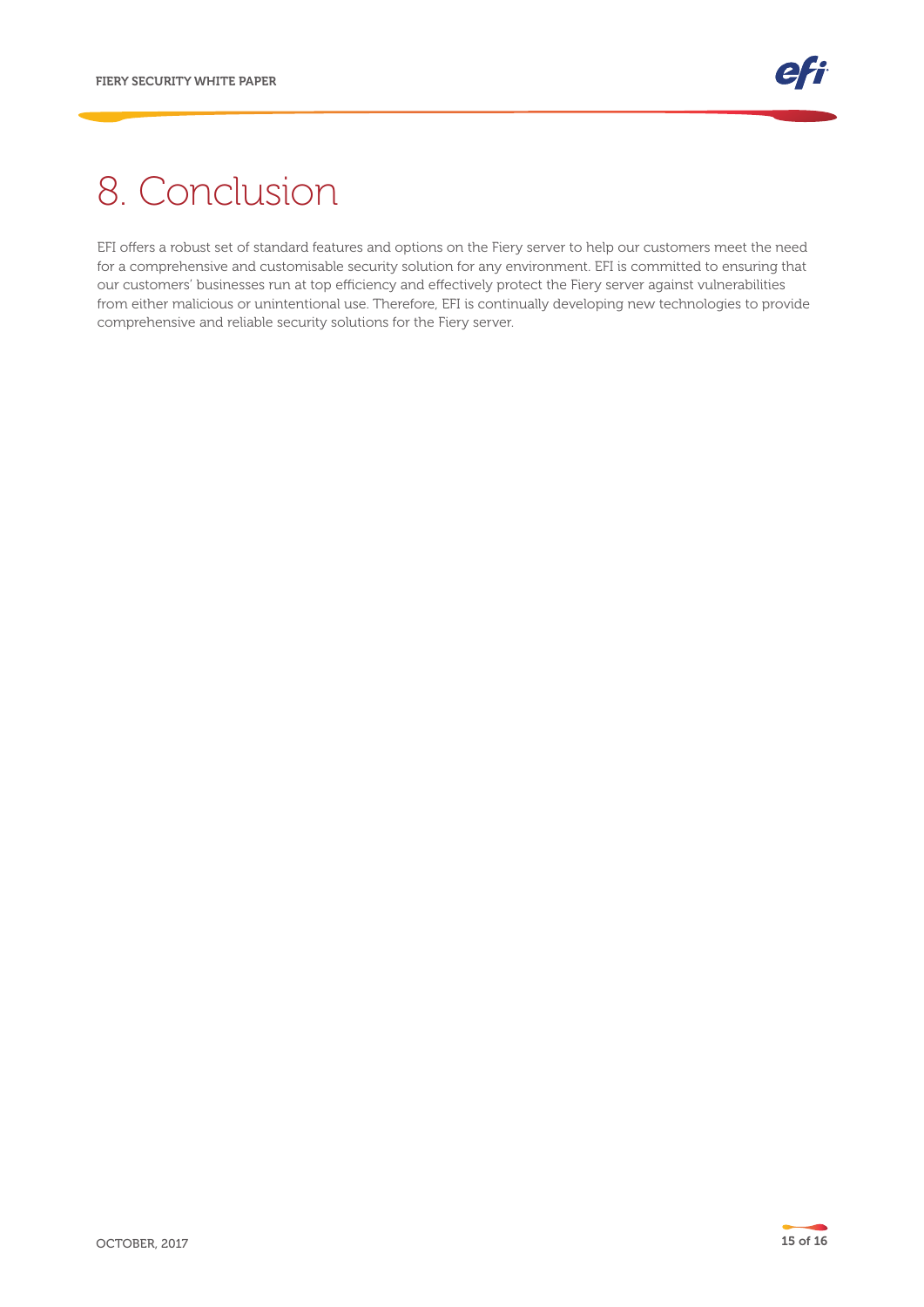# 8. Conclusion

EFI offers a robust set of standard features and options on the Fiery server to help our customers meet the need for a comprehensive and customisable security solution for any environment. EFI is committed to ensuring that our customers' businesses run at top efficiency and effectively protect the Fiery server against vulnerabilities from either malicious or unintentional use. Therefore, EFI is continually developing new technologies to provide comprehensive and reliable security solutions for the Fiery server.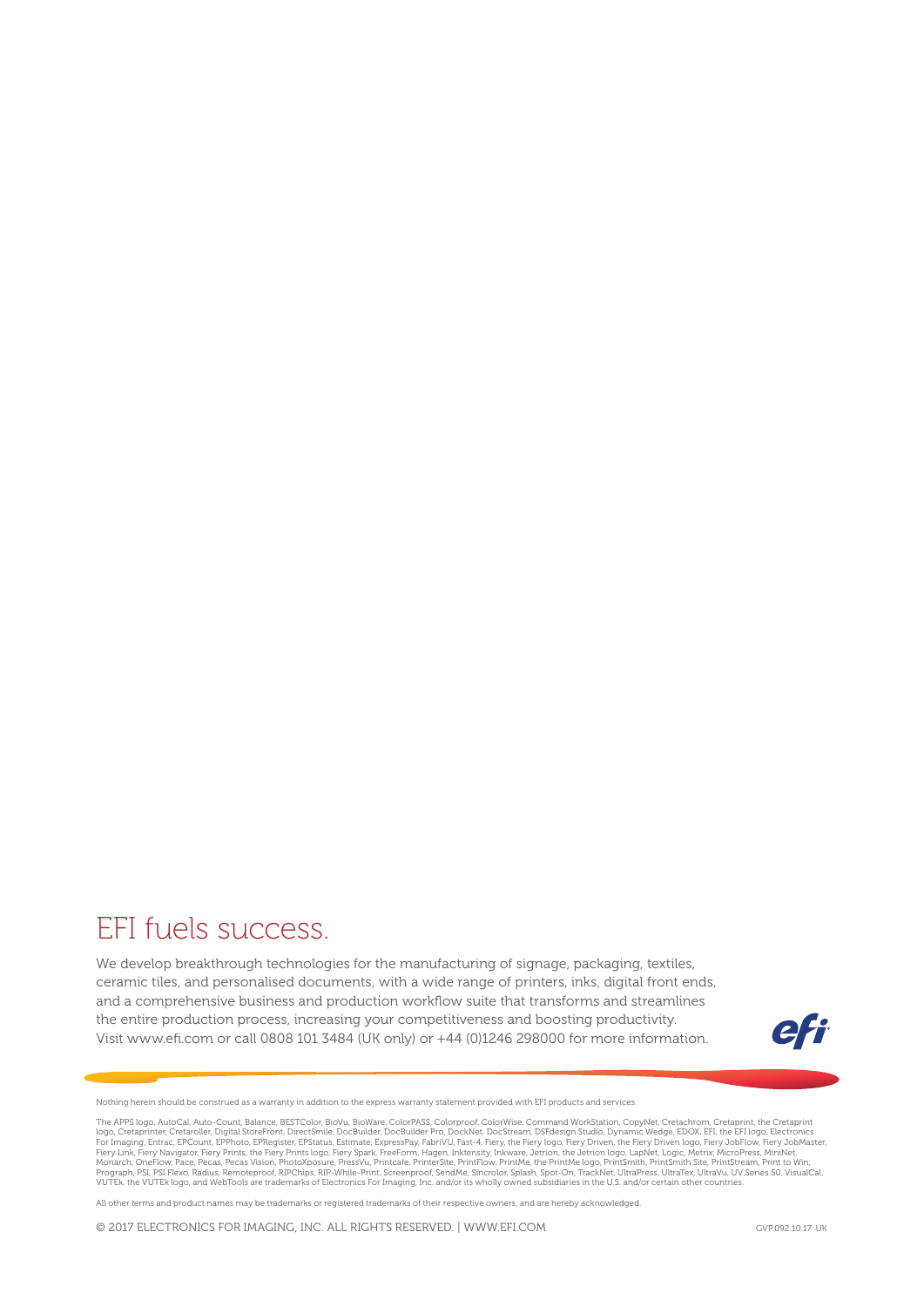# EFI fuels success.

We develop breakthrough technologies for the manufacturing of signage, packaging, textiles, ceramic tiles, and personalised documents, with a wide range of printers, inks, digital front ends, and a comprehensive business and production workflow suite that transforms and streamlines the entire production process, increasing your competitiveness and boosting productivity. Visit www.efi.com or call 0808 101 3484 (UK only) or +44 (0)1246 298000 for more information.

Nothing herein should be construed as a warranty in addition to the express warranty statement provided with EFI products and services.

The APPS logo, AutoCal, Auto-Count, Balance, BESTColor, BioVu, BioWare, ColorPASS, Colorproof, ColorWise, Command WorkStation, CopyNet, Cretachrom, Cretaprint, the Cretaprint logo, Cretaprinter, Cretaroller, Digital StoreFront, DirectSmile, DocBuilder, DocBuilder Pro, DockNet, DocStream, DSFdesign Studio, Dynamic Wedge, EDOX, EFI, the EFI logo, Electronics For Imaging, Entrac, EPCount, EPPhoto, EPRegister, EPStatus, Estimate, ExpressPay, FabriVU, Fast-4, Fiery, the Fiery logo, Fiery Driven, the Fiery Driven logo, Fiery JobFlow, Fiery JobMaster, Fiery Link, Fiery Navigator, Fiery Prints, the Fiery Prints logo, Fiery Spark, FreeForm, Hagen, Inktensity, Inkware, Jetrion, the Jetrion logo, LapNet, Logic, Metrix, MicroPress, MiniNet, Monarch, OneFlow, Pace, Pecas, Pecas Vision, PhotoXposure, PressVu, Printcafe, PrinterSite, PrintFlow, PrintMe, the PrintMe logo, PrintSmith, PrintSmith Site, PrintStream, Print to Win, Prograph, PSI, PSI Flexo, Radius, Remoteproof, RIPChips, RIP-While-Print, Screenproof, SendMe, Sincrolor, Splash, Spot-On, TrackNet, UltraPress, UltraTex, UltraVu, UV Series 50, VisualCal, VUTEk, the VUTEk logo, and WebTools are trademarks of Electronics For Imaging, Inc. and/or its wholly owned subsidiaries in the U.S. and/or certain other countries.

All other terms and product names may be trademarks or registered trademarks of their respective owners, and are hereby acknowledged.

© 2017 ELECTRONICS FOR IMAGING, INC. ALL RIGHTS RESERVED. | WWW.EFI.COM

GVP.092.10.17 UK